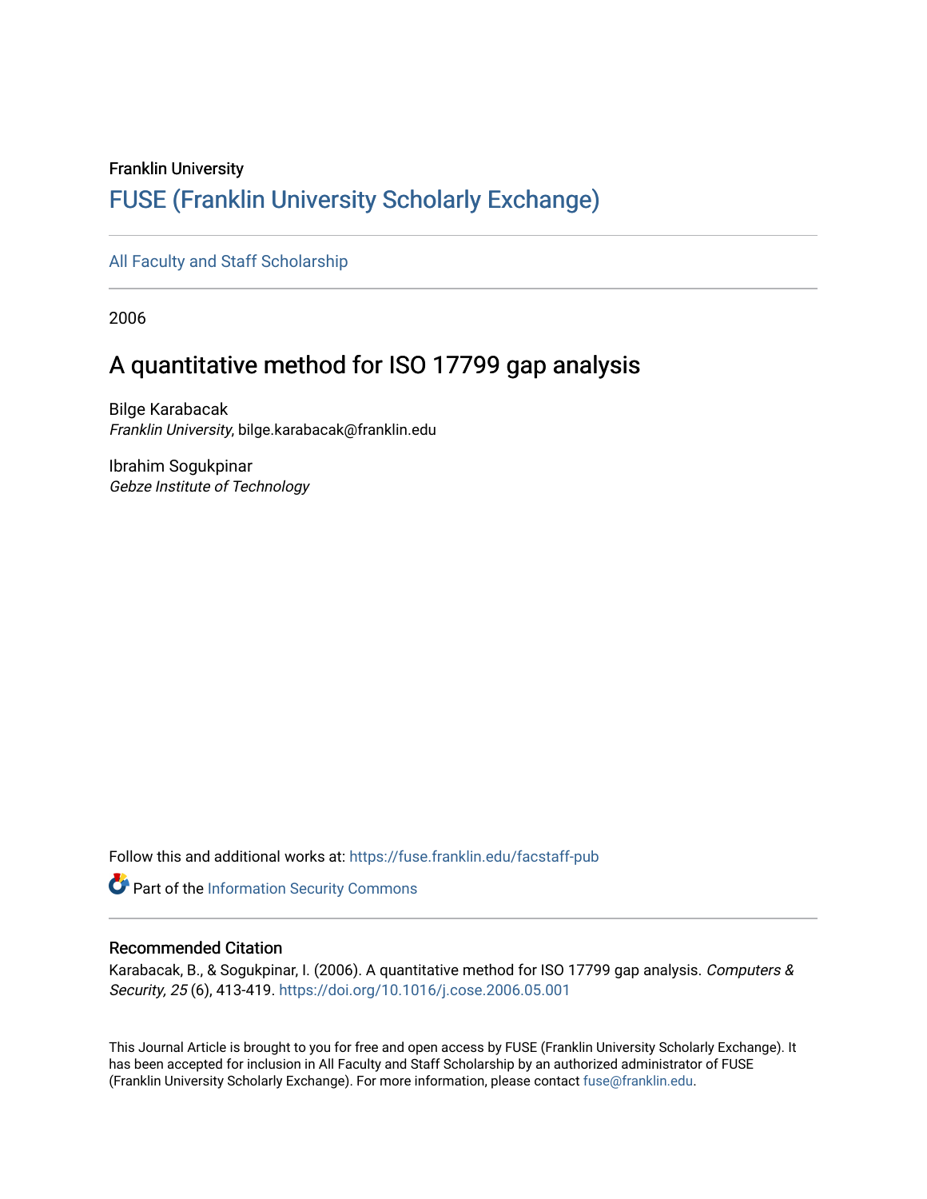Franklin University

# FUSE (Franklin University Scholarly Exchange)

All Faculty and Staff Scholarship

2006

## A quantitative method for ISO 17799 gap analysis

Bilge Karabacak
*Franklin University*, bilge.karabacak@franklin.edu

Ibrahim Sogukpinar
*Gebze Institute of Technology*

Follow this and additional works at: https://fuse.franklin.edu/facstaff-pub

Part of the Information Security Commons

### Recommended Citation

Karabacak, B., & Sogukpinar, I. (2006). A quantitative method for ISO 17799 gap analysis. *Computers & Security, 25* (6), 413-419. https://doi.org/10.1016/j.cose.2006.05.001

This Journal Article is brought to you for free and open access by FUSE (Franklin University Scholarly Exchange). It has been accepted for inclusion in All Faculty and Staff Scholarship by an authorized administrator of FUSE (Franklin University Scholarly Exchange). For more information, please contact fuse@franklin.edu.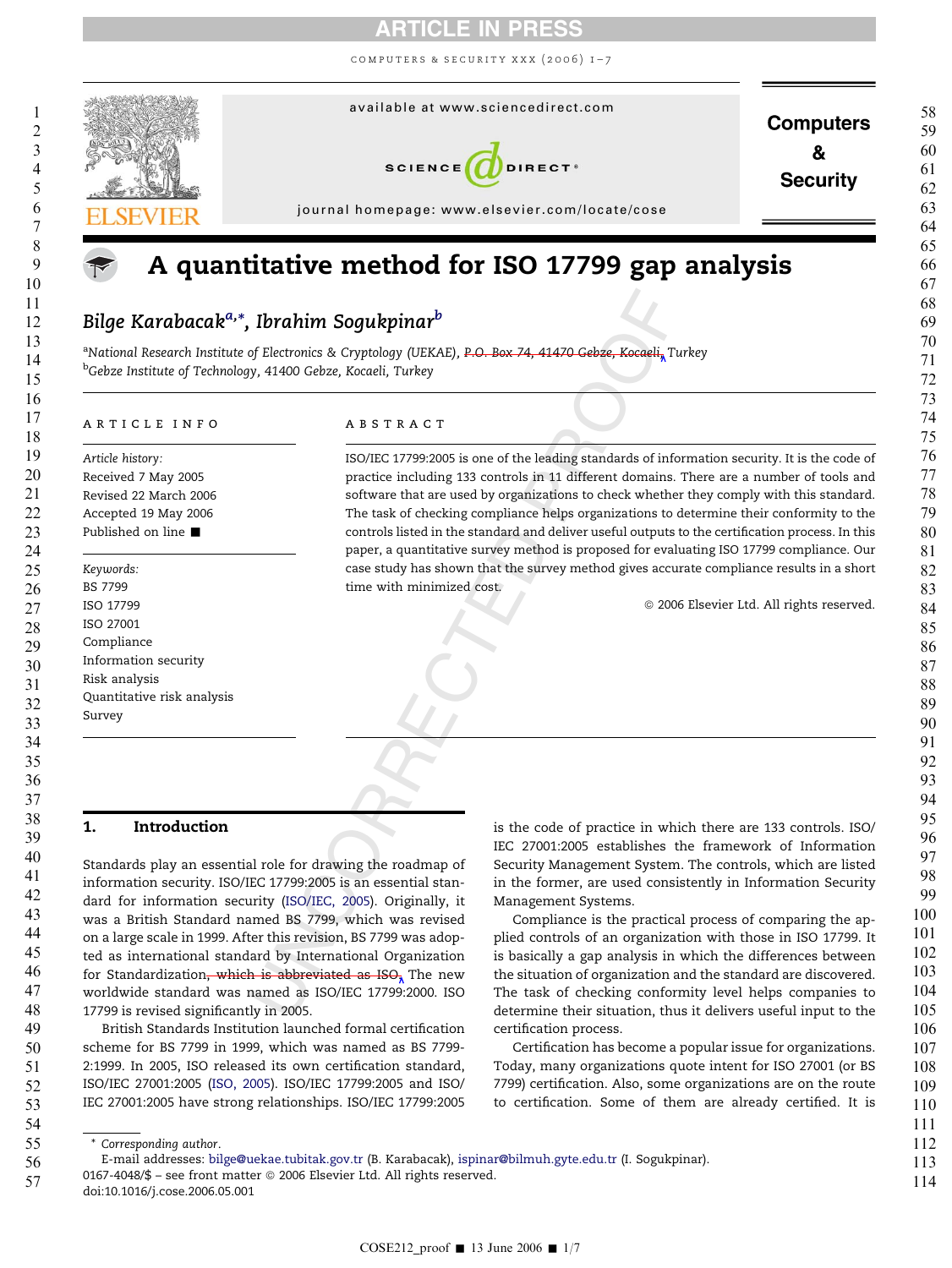# A quantitative method for ISO 17799 gap analysis

*Bilge Karabacak*[a,*], *Ibrahim Sogukpinar*[b]

[a]*National Research Institute of Electronics & Cryptology (UEKAE), ~~P.O. Box 74, 41470 Gebze, Kocaeli,~~ Turkey*
[b]*Gebze Institute of Technology, 41400 Gebze, Kocaeli, Turkey*

**ARTICLE INFO**

*Article history:*
Received 7 May 2005
Revised 22 March 2006
Accepted 19 May 2006
Published on line ■

*Keywords:*
BS 7799
ISO 17799
ISO 27001
Compliance
Information security
Risk analysis
Quantitative risk analysis
Survey

**ABSTRACT**

ISO/IEC 17799:2005 is one of the leading standards of information security. It is the code of practice including 133 controls in 11 different domains. There are a number of tools and software that are used by organizations to check whether they comply with this standard. The task of checking compliance helps organizations to determine their conformity to the controls listed in the standard and deliver useful outputs to the certification process. In this paper, a quantitative survey method is proposed for evaluating ISO 17799 compliance. Our case study has shown that the survey method gives accurate compliance results in a short time with minimized cost.

© 2006 Elsevier Ltd. All rights reserved.

## 1. Introduction

Standards play an essential role for drawing the roadmap of information security. ISO/IEC 17799:2005 is an essential standard for information security (ISO/IEC, 2005). Originally, it was a British Standard named BS 7799, which was revised on a large scale in 1999. After this revision, BS 7799 was adopted as international standard by International Organization for Standardization~~, which is abbreviated as ISO,~~ The new worldwide standard was named as ISO/IEC 17799:2000. ISO 17799 is revised significantly in 2005.

British Standards Institution launched formal certification scheme for BS 7799 in 1999, which was named as BS 7799-2:1999. In 2005, ISO released its own certification standard, ISO/IEC 27001:2005 (ISO, 2005). ISO/IEC 17799:2005 and ISO/IEC 27001:2005 have strong relationships. ISO/IEC 17799:2005 is the code of practice in which there are 133 controls. ISO/IEC 27001:2005 establishes the framework of Information Security Management System. The controls, which are listed in the former, are used consistently in Information Security Management Systems.

Compliance is the practical process of comparing the applied controls of an organization with those in ISO 17799. It is basically a gap analysis in which the differences between the situation of organization and the standard are discovered. The task of checking conformity level helps companies to determine their situation, thus it delivers useful input to the certification process.

Certification has become a popular issue for organizations. Today, many organizations quote intent for ISO 27001 (or BS 7799) certification. Also, some organizations are on the route to certification. Some of them are already certified. It is

\* Corresponding author.
E-mail addresses: bilge@uekae.tubitak.gov.tr (B. Karabacak), ispinar@bilmuh.gyte.edu.tr (I. Sogukpinar).
0167-4048/$ – see front matter © 2006 Elsevier Ltd. All rights reserved.
doi:10.1016/j.cose.2006.05.001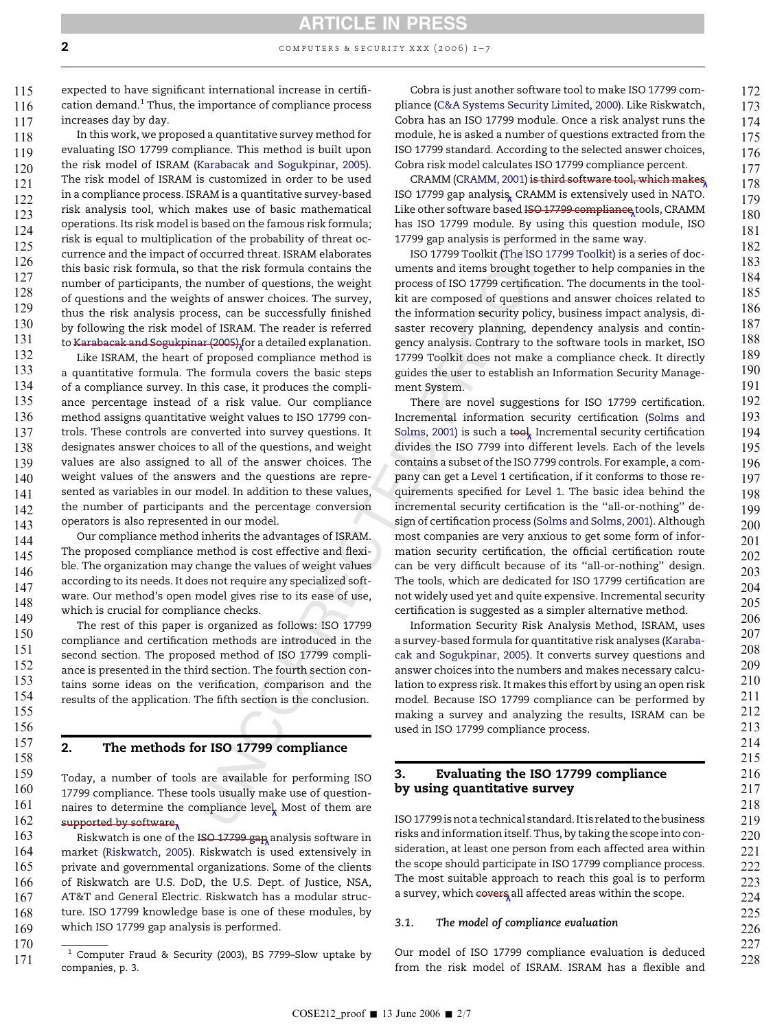expected to have significant international increase in certification demand.[1] Thus, the importance of compliance process increases day by day.

In this work, we proposed a quantitative survey method for evaluating ISO 17799 compliance. This method is built upon the risk model of ISRAM (Karabacak and Sogukpinar, 2005). The risk model of ISRAM is customized in order to be used in a compliance process. ISRAM is a quantitative survey-based risk analysis tool, which makes use of basic mathematical operations. Its risk model is based on the famous risk formula; risk is equal to multiplication of the probability of threat occurrence and the impact of occurred threat. ISRAM elaborates this basic risk formula, so that the risk formula contains the number of participants, the number of questions, the weight of questions and the weights of answer choices. The survey, thus the risk analysis process, can be successfully finished by following the risk model of ISRAM. The reader is referred to Karabacak and Sogukpinar (2005) for a detailed explanation.

Like ISRAM, the heart of proposed compliance method is a quantitative formula. The formula covers the basic steps of a compliance survey. In this case, it produces the compliance percentage instead of a risk value. Our compliance method assigns quantitative weight values to ISO 17799 controls. These controls are converted into survey questions. It designates answer choices to all of the questions, and weight values are also assigned to all of the answer choices. The weight values of the answers and the questions are represented as variables in our model. In addition to these values, the number of participants and the percentage conversion operators is also represented in our model.

Our compliance method inherits the advantages of ISRAM. The proposed compliance method is cost effective and flexible. The organization may change the values of weight values according to its needs. It does not require any specialized software. Our method's open model gives rise to its ease of use, which is crucial for compliance checks.

The rest of this paper is organized as follows: ISO 17799 compliance and certification methods are introduced in the second section. The proposed method of ISO 17799 compliance is presented in the third section. The fourth section contains some ideas on the verification, comparison and the results of the application. The fifth section is the conclusion.

## 2. The methods for ISO 17799 compliance

Today, a number of tools are available for performing ISO 17799 compliance. These tools usually make use of questionnaires to determine the compliance level. Most of them are supported by software.

Riskwatch is one of the ISO 17799 gap analysis software in market (Riskwatch, 2005). Riskwatch is used extensively in private and governmental organizations. Some of the clients of Riskwatch are U.S. DoD, the U.S. Dept. of Justice, NSA, AT&T and General Electric. Riskwatch has a modular structure. ISO 17799 knowledge base is one of these modules, by which ISO 17799 gap analysis is performed.

Cobra is just another software tool to make ISO 17799 compliance (C&A Systems Security Limited, 2000). Like Riskwatch, Cobra has an ISO 17799 module. Once a risk analyst runs the module, he is asked a number of questions extracted from the ISO 17799 standard. According to the selected answer choices, Cobra risk model calculates ISO 17799 compliance percent.

CRAMM (CRAMM, 2001) is third software tool, which makes ISO 17799 gap analysis. CRAMM is extensively used in NATO. Like other software based ISO 17799 compliance tools, CRAMM has ISO 17799 module. By using this question module, ISO 17799 gap analysis is performed in the same way.

ISO 17799 Toolkit (The ISO 17799 Toolkit) is a series of documents and items brought together to help companies in the process of ISO 17799 certification. The documents in the toolkit are composed of questions and answer choices related to the information security policy, business impact analysis, disaster recovery planning, dependency analysis and contingency analysis. Contrary to the software tools in market, ISO 17799 Toolkit does not make a compliance check. It directly guides the user to establish an Information Security Management System.

There are novel suggestions for ISO 17799 certification. Incremental information security certification (Solms and Solms, 2001) is such a tool. Incremental security certification divides the ISO 7799 into different levels. Each of the levels contains a subset of the ISO 7799 controls. For example, a company can get a Level 1 certification, if it conforms to those requirements specified for Level 1. The basic idea behind the incremental security certification is the "all-or-nothing" design of certification process (Solms and Solms, 2001). Although most companies are very anxious to get some form of information security certification, the official certification route can be very difficult because of its "all-or-nothing" design. The tools, which are dedicated for ISO 17799 certification are not widely used yet and quite expensive. Incremental security certification is suggested as a simpler alternative method.

Information Security Risk Analysis Method, ISRAM, uses a survey-based formula for quantitative risk analyses (Karabacak and Sogukpinar, 2005). It converts survey questions and answer choices into the numbers and makes necessary calculation to express risk. It makes this effort by using an open risk model. Because ISO 17799 compliance can be performed by making a survey and analyzing the results, ISRAM can be used in ISO 17799 compliance process.

## 3. Evaluating the ISO 17799 compliance by using quantitative survey

ISO 17799 is not a technical standard. It is related to the business risks and information itself. Thus, by taking the scope into consideration, at least one person from each affected area within the scope should participate in ISO 17799 compliance process. The most suitable approach to reach this goal is to perform a survey, which covers all affected areas within the scope.

### 3.1. The model of compliance evaluation

Our model of ISO 17799 compliance evaluation is deduced from the risk model of ISRAM. ISRAM has a flexible and

[1] Computer Fraud & Security (2003), BS 7799–Slow uptake by companies, p. 3.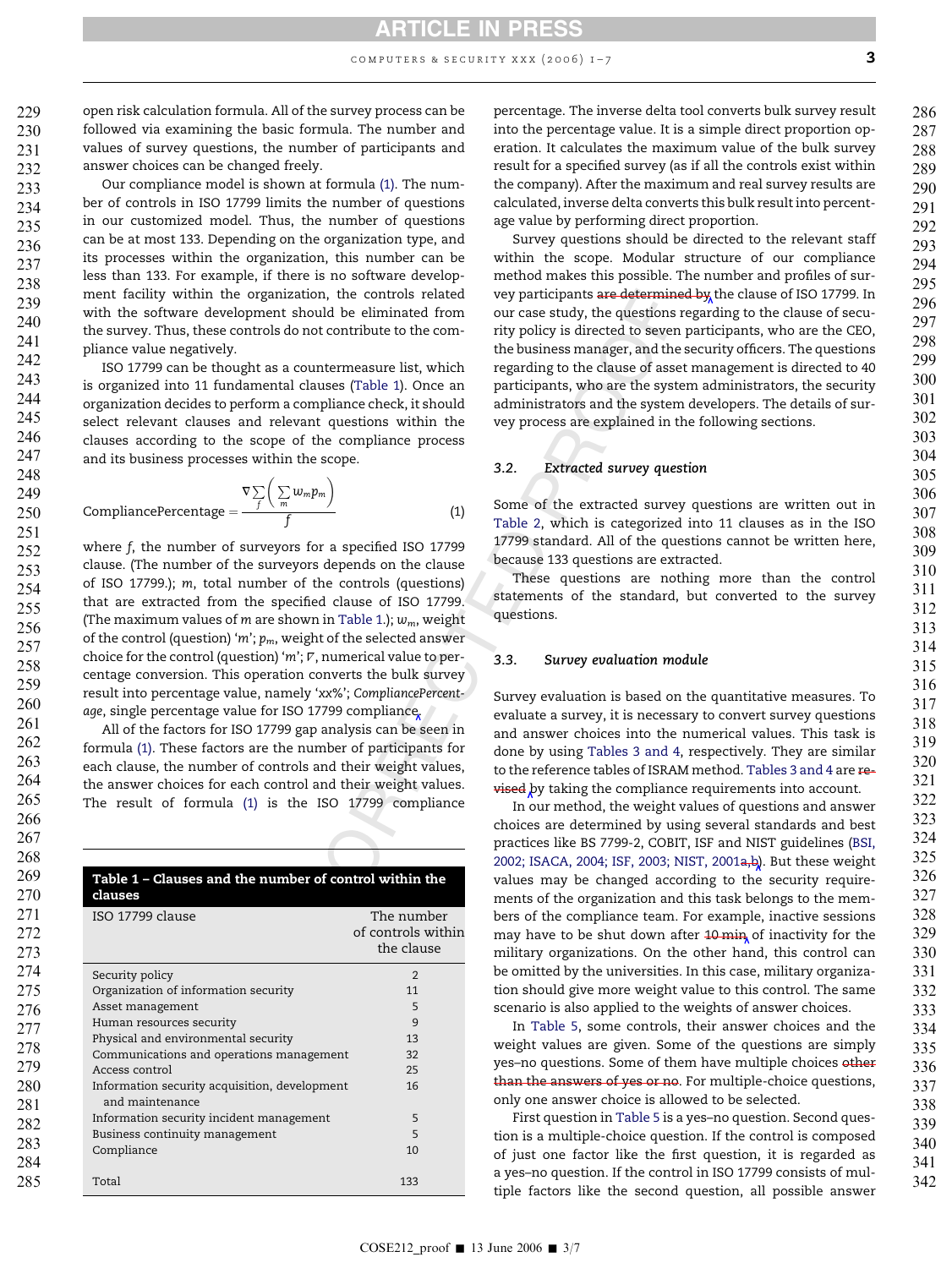open risk calculation formula. All of the survey process can be followed via examining the basic formula. The number and values of survey questions, the number of participants and answer choices can be changed freely.

Our compliance model is shown at formula (1). The number of controls in ISO 17799 limits the number of questions in our customized model. Thus, the number of questions can be at most 133. Depending on the organization type, and its processes within the organization, this number can be less than 133. For example, if there is no software development facility within the organization, the controls related with the software development should be eliminated from the survey. Thus, these controls do not contribute to the compliance value negatively.

ISO 17799 can be thought as a countermeasure list, which is organized into 11 fundamental clauses (Table 1). Once an organization decides to perform a compliance check, it should select relevant clauses and relevant questions within the clauses according to the scope of the compliance process and its business processes within the scope.

$$\text{CompliancePercentage} = \frac{\nabla \sum_{f} \left( \sum_{m} w_m p_m \right)}{f} \tag{1}$$

where $f$, the number of surveyors for a specified ISO 17799 clause. (The number of the surveyors depends on the clause of ISO 17799.); $m$, total number of the controls (questions) that are extracted from the specified clause of ISO 17799. (The maximum values of $m$ are shown in Table 1.); $w_m$, weight of the control (question) '$m$'; $p_m$, weight of the selected answer choice for the control (question) '$m$'; $\nabla$, numerical value to percentage conversion. This operation converts the bulk survey result into percentage value, namely 'xx%'; *CompliancePercentage*, single percentage value for ISO 17799 compliance.

All of the factors for ISO 17799 gap analysis can be seen in formula (1). These factors are the number of participants for each clause, the number of controls and their weight values, the answer choices for each control and their weight values. The result of formula (1) is the ISO 17799 compliance percentage. The inverse delta tool converts bulk survey result into the percentage value. It is a simple direct proportion operation. It calculates the maximum value of the bulk survey result for a specified survey (as if all the controls exist within the company). After the maximum and real survey results are calculated, inverse delta converts this bulk result into percentage value by performing direct proportion.

Survey questions should be directed to the relevant staff within the scope. Modular structure of our compliance method makes this possible. The number and profiles of survey participants ~~are determined by~~ the clause of ISO 17799. In our case study, the questions regarding to the clause of security policy is directed to seven participants, who are the CEO, the business manager, and the security officers. The questions regarding to the clause of asset management is directed to 40 participants, who are the system administrators, the security administrators and the system developers. The details of survey process are explained in the following sections.

**Table 1 – Clauses and the number of control within the clauses**

| ISO 17799 clause | The number of controls within the clause |
|---|---|
| Security policy | 2 |
| Organization of information security | 11 |
| Asset management | 5 |
| Human resources security | 9 |
| Physical and environmental security | 13 |
| Communications and operations management | 32 |
| Access control | 25 |
| Information security acquisition, development and maintenance | 16 |
| Information security incident management | 5 |
| Business continuity management | 5 |
| Compliance | 10 |
| Total | 133 |

### 3.2. Extracted survey question

Some of the extracted survey questions are written out in Table 2, which is categorized into 11 clauses as in the ISO 17799 standard. All of the questions cannot be written here, because 133 questions are extracted.

These questions are nothing more than the control statements of the standard, but converted to the survey questions.

### 3.3. Survey evaluation module

Survey evaluation is based on the quantitative measures. To evaluate a survey, it is necessary to convert survey questions and answer choices into the numerical values. This task is done by using Tables 3 and 4, respectively. They are similar to the reference tables of ISRAM method. Tables 3 and 4 are ~~revised~~ by taking the compliance requirements into account.

In our method, the weight values of questions and answer choices are determined by using several standards and best practices like BS 7799-2, COBIT, ISF and NIST guidelines (BSI, 2002; ISACA, 2004; ISF, 2003; NIST, 2001a,b). But these weight values may be changed according to the security requirements of the organization and this task belongs to the members of the compliance team. For example, inactive sessions may have to be shut down after ~~10 min~~ of inactivity for the military organizations. On the other hand, this control can be omitted by the universities. In this case, military organization should give more weight value to this control. The same scenario is also applied to the weights of answer choices.

In Table 5, some controls, their answer choices and the weight values are given. Some of the questions are simply yes–no questions. Some of them have multiple choices ~~other than the answers of yes or no~~. For multiple-choice questions, only one answer choice is allowed to be selected.

First question in Table 5 is a yes–no question. Second question is a multiple-choice question. If the control is composed of just one factor like the first question, it is regarded as a yes–no question. If the control in ISO 17799 consists of multiple factors like the second question, all possible answer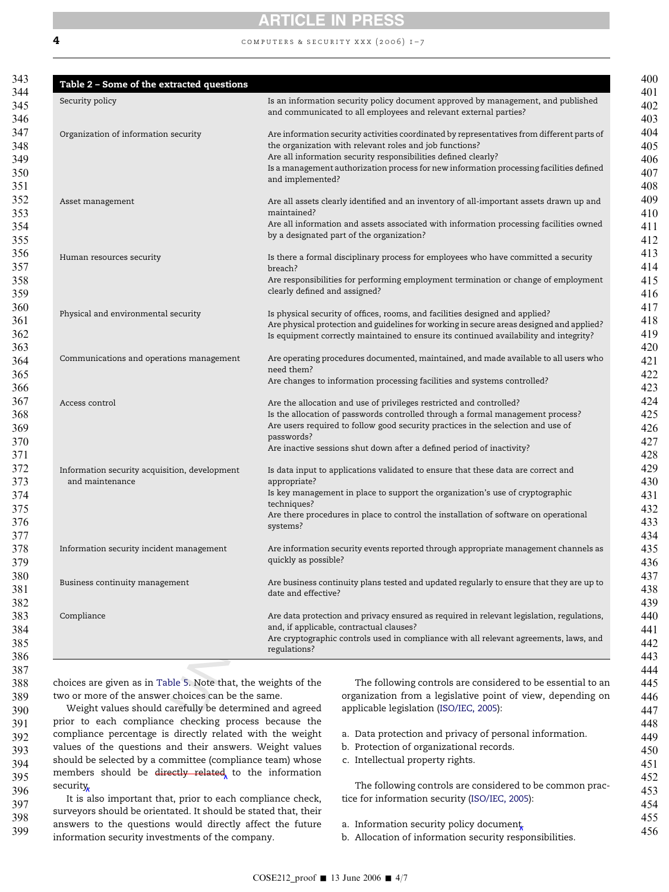**Table 2 – Some of the extracted questions**

| | |
|---|---|
| Security policy | Is an information security policy document approved by management, and published and communicated to all employees and relevant external parties? |
| Organization of information security | Are information security activities coordinated by representatives from different parts of the organization with relevant roles and job functions?<br>Are all information security responsibilities defined clearly?<br>Is a management authorization process for new information processing facilities defined and implemented? |
| Asset management | Are all assets clearly identified and an inventory of all-important assets drawn up and maintained?<br>Are all information and assets associated with information processing facilities owned by a designated part of the organization? |
| Human resources security | Is there a formal disciplinary process for employees who have committed a security breach?<br>Are responsibilities for performing employment termination or change of employment clearly defined and assigned? |
| Physical and environmental security | Is physical security of offices, rooms, and facilities designed and applied?<br>Are physical protection and guidelines for working in secure areas designed and applied?<br>Is equipment correctly maintained to ensure its continued availability and integrity? |
| Communications and operations management | Are operating procedures documented, maintained, and made available to all users who need them?<br>Are changes to information processing facilities and systems controlled? |
| Access control | Are the allocation and use of privileges restricted and controlled?<br>Is the allocation of passwords controlled through a formal management process?<br>Are users required to follow good security practices in the selection and use of passwords?<br>Are inactive sessions shut down after a defined period of inactivity? |
| Information security acquisition, development and maintenance | Is data input to applications validated to ensure that these data are correct and appropriate?<br>Is key management in place to support the organization's use of cryptographic techniques?<br>Are there procedures in place to control the installation of software on operational systems? |
| Information security incident management | Are information security events reported through appropriate management channels as quickly as possible? |
| Business continuity management | Are business continuity plans tested and updated regularly to ensure that they are up to date and effective? |
| Compliance | Are data protection and privacy ensured as required in relevant legislation, regulations, and, if applicable, contractual clauses?<br>Are cryptographic controls used in compliance with all relevant agreements, laws, and regulations? |

choices are given as in Table 5. Note that, the weights of the two or more of the answer choices can be the same.

Weight values should carefully be determined and agreed prior to each compliance checking process because the compliance percentage is directly related with the weight values of the questions and their answers. Weight values should be selected by a committee (compliance team) whose members should be ~~directly related~~ to the information security.

It is also important that, prior to each compliance check, surveyors should be orientated. It should be stated that, their answers to the questions would directly affect the future information security investments of the company.

The following controls are considered to be essential to an organization from a legislative point of view, depending on applicable legislation (ISO/IEC, 2005):

a. Data protection and privacy of personal information.
b. Protection of organizational records.
c. Intellectual property rights.

The following controls are considered to be common practice for information security (ISO/IEC, 2005):

a. Information security policy document.
b. Allocation of information security responsibilities.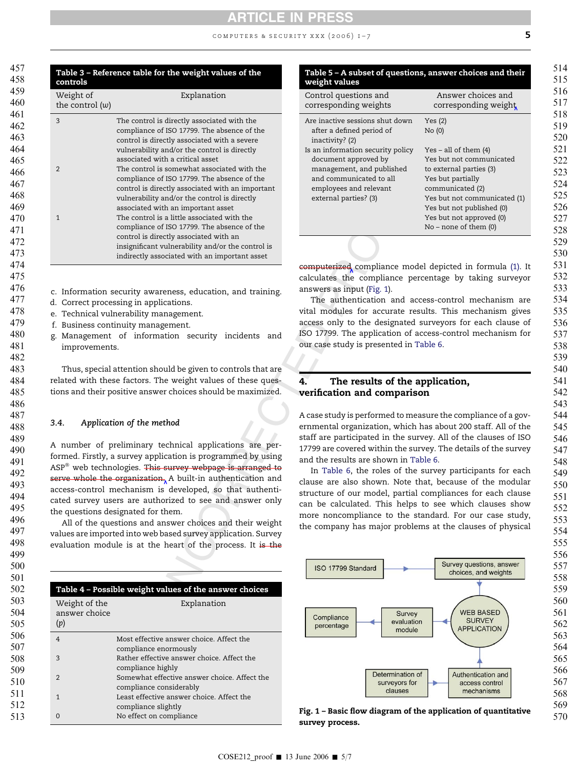**Table 3 – Reference table for the weight values of the controls**

| Weight of the control ($w$) | Explanation |
|---|---|
| 3 | The control is directly associated with the compliance of ISO 17799. The absence of the control is directly associated with a severe vulnerability and/or the control is directly associated with a critical asset |
| 2 | The control is somewhat associated with the compliance of ISO 17799. The absence of the control is directly associated with an important vulnerability and/or the control is directly associated with an important asset |
| 1 | The control is a little associated with the compliance of ISO 17799. The absence of the control is directly associated with an insignificant vulnerability and/or the control is indirectly associated with an important asset |

c. Information security awareness, education, and training.
d. Correct processing in applications.
e. Technical vulnerability management.
f. Business continuity management.
g. Management of information security incidents and improvements.

Thus, special attention should be given to controls that are related with these factors. The weight values of these questions and their positive answer choices should be maximized.

### 3.4. Application of the method

A number of preliminary technical applications are performed. Firstly, a survey application is programmed by using ASP® web technologies. ~~This survey webpage is arranged to serve whole the organization.~~ A built-in authentication and access-control mechanism is developed, so that authenticated survey users are authorized to see and answer only the questions designated for them.

All of the questions and answer choices and their weight values are imported into web based survey application. Survey evaluation module is at the heart of the process. It ~~is the computerized~~ compliance model depicted in formula (1). It calculates the compliance percentage by taking surveyor answers as input (Fig. 1).

The authentication and access-control mechanism are vital modules for accurate results. This mechanism gives access only to the designated surveyors for each clause of ISO 17799. The application of access-control mechanism for our case study is presented in Table 6.

**Table 4 – Possible weight values of the answer choices**

| Weight of the answer choice ($p$) | Explanation |
|---|---|
| 4 | Most effective answer choice. Affect the compliance enormously |
| 3 | Rather effective answer choice. Affect the compliance highly |
| 2 | Somewhat effective answer choice. Affect the compliance considerably |
| 1 | Least effective answer choice. Affect the compliance slightly |
| 0 | No effect on compliance |

**Table 5 – A subset of questions, answer choices and their weight values**

| Control questions and corresponding weights | Answer choices and corresponding weights |
|---|---|
| Are inactive sessions shut down after a defined period of inactivity? (2) | Yes (2)<br>No (0) |
| Is an information security policy document approved by management, and published and communicated to all employees and relevant external parties? (3) | Yes – all of them (4)<br>Yes but not communicated to external parties (3)<br>Yes but partially communicated (2)<br>Yes but not communicated (1)<br>Yes but not published (0)<br>Yes but not approved (0)<br>No – none of them (0) |

## 4. The results of the application, verification and comparison

A case study is performed to measure the compliance of a governmental organization, which has about 200 staff. All of the staff are participated in the survey. All of the clauses of ISO 17799 are covered within the survey. The details of the survey and the results are shown in Table 6.

In Table 6, the roles of the survey participants for each clause are also shown. Note that, because of the modular structure of our model, partial compliances for each clause can be calculated. This helps to see which clauses show more noncompliance to the standard. For our case study, the company has major problems at the clauses of physical

**Fig. 1 – Basic flow diagram of the application of quantitative survey process.**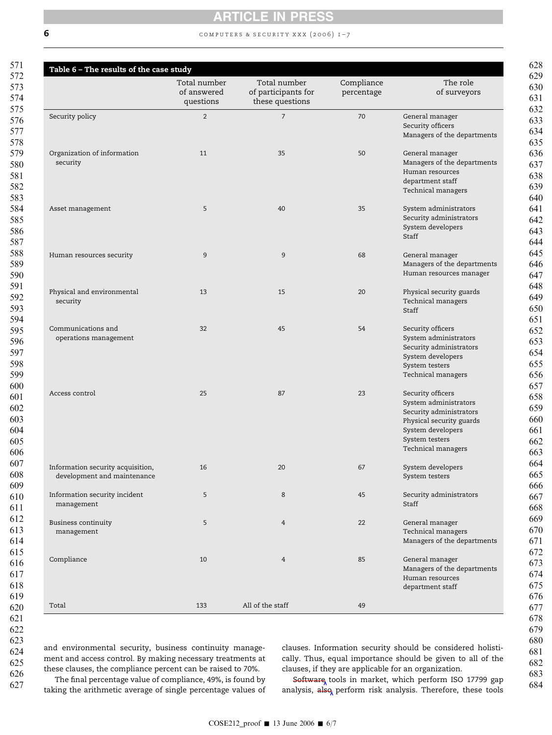**Table 6 – The results of the case study**

| | Total number of answered questions | Total number of participants for these questions | Compliance percentage | The role of surveyors |
|---|---|---|---|---|
| Security policy | 2 | 7 | 70 | General manager<br>Security officers<br>Managers of the departments |
| Organization of information security | 11 | 35 | 50 | General manager<br>Managers of the departments<br>Human resources department staff<br>Technical managers |
| Asset management | 5 | 40 | 35 | System administrators<br>Security administrators<br>System developers<br>Staff |
| Human resources security | 9 | 9 | 68 | General manager<br>Managers of the departments<br>Human resources manager |
| Physical and environmental security | 13 | 15 | 20 | Physical security guards<br>Technical managers<br>Staff |
| Communications and operations management | 32 | 45 | 54 | Security officers<br>System administrators<br>Security administrators<br>System developers<br>System testers<br>Technical managers |
| Access control | 25 | 87 | 23 | Security officers<br>System administrators<br>Security administrators<br>Physical security guards<br>System developers<br>System testers<br>Technical managers |
| Information security acquisition, development and maintenance | 16 | 20 | 67 | System developers<br>System testers |
| Information security incident management | 5 | 8 | 45 | Security administrators<br>Staff |
| Business continuity management | 5 | 4 | 22 | General manager<br>Technical managers<br>Managers of the departments |
| Compliance | 10 | 4 | 85 | General manager<br>Managers of the departments<br>Human resources department staff |
| Total | 133 | All of the staff | 49 | |

and environmental security, business continuity management and access control. By making necessary treatments at these clauses, the compliance percent can be raised to 70%.

The final percentage value of compliance, 49%, is found by taking the arithmetic average of single percentage values of clauses. Information security should be considered holistically. Thus, equal importance should be given to all of the clauses, if they are applicable for an organization.

Software tools in market, which perform ISO 17799 gap analysis, also perform risk analysis. Therefore, these tools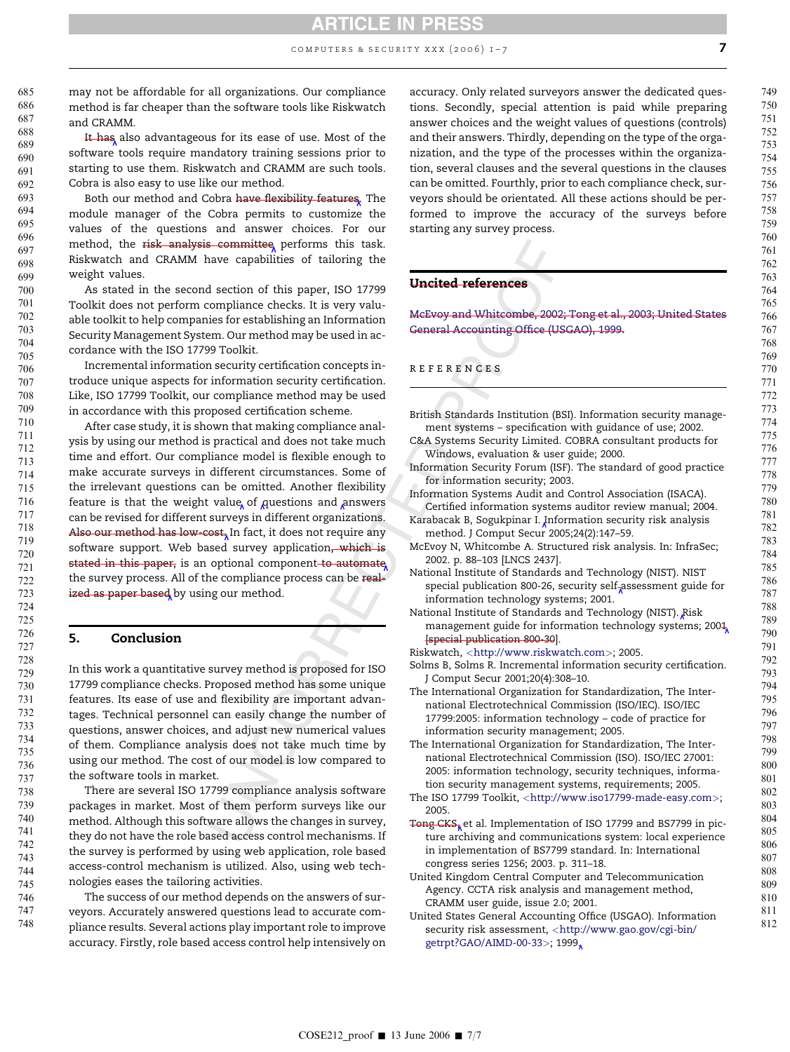may not be affordable for all organizations. Our compliance method is far cheaper than the software tools like Riskwatch and CRAMM.

It has also advantageous for its ease of use. Most of the software tools require mandatory training sessions prior to starting to use them. Riskwatch and CRAMM are such tools. Cobra is also easy to use like our method.

Both our method and Cobra have flexibility features. The module manager of the Cobra permits to customize the values of the questions and answer choices. For our method, the risk analysis committee performs this task. Riskwatch and CRAMM have capabilities of tailoring the weight values.

As stated in the second section of this paper, ISO 17799 Toolkit does not perform compliance checks. It is very valuable toolkit to help companies for establishing an Information Security Management System. Our method may be used in accordance with the ISO 17799 Toolkit.

Incremental information security certification concepts introduce unique aspects for information security certification. Like, ISO 17799 Toolkit, our compliance method may be used in accordance with this proposed certification scheme.

After case study, it is shown that making compliance analysis by using our method is practical and does not take much time and effort. Our compliance model is flexible enough to make accurate surveys in different circumstances. Some of the irrelevant questions can be omitted. Another flexibility feature is that the weight value of questions and answers can be revised for different surveys in different organizations. Also our method has low-cost. In fact, it does not require any software support. Web based survey application, which is stated in this paper, is an optional component to automate the survey process. All of the compliance process can be realized as paper based by using our method.

## 5. Conclusion

In this work a quantitative survey method is proposed for ISO 17799 compliance checks. Proposed method has some unique features. Its ease of use and flexibility are important advantages. Technical personnel can easily change the number of questions, answer choices, and adjust new numerical values of them. Compliance analysis does not take much time by using our method. The cost of our model is low compared to the software tools in market.

There are several ISO 17799 compliance analysis software packages in market. Most of them perform surveys like our method. Although this software allows the changes in survey, they do not have the role based access control mechanisms. If the survey is performed by using web application, role based access-control mechanism is utilized. Also, using web technologies eases the tailoring activities.

The success of our method depends on the answers of surveyors. Accurately answered questions lead to accurate compliance results. Several actions play important role to improve accuracy. Firstly, role based access control help intensively on accuracy. Only related surveyors answer the dedicated questions. Secondly, special attention is paid while preparing answer choices and the weight values of questions (controls) and their answers. Thirdly, depending on the type of the organization, and the type of the processes within the organization, several clauses and the several questions in the clauses can be omitted. Fourthly, prior to each compliance check, surveyors should be orientated. All these actions should be performed to improve the accuracy of the surveys before starting any survey process.

## Uncited references

McEvoy and Whitcombe, 2002; Tong et al., 2003; United States General Accounting Office (USGAO), 1999.

## REFERENCES

British Standards Institution (BSI). Information security management systems – specification with guidance of use; 2002.

C&A Systems Security Limited. COBRA consultant products for Windows, evaluation & user guide; 2000.

Information Security Forum (ISF). The standard of good practice for information security; 2003.

Information Systems Audit and Control Association (ISACA). Certified information systems auditor review manual; 2004.

Karabacak B, Sogukpinar I. Information security risk analysis method. J Comput Secur 2005;24(2):147–59.

McEvoy N, Whitcombe A. Structured risk analysis. In: InfraSec; 2002. p. 88–103 [LNCS 2437].

National Institute of Standards and Technology (NIST). NIST special publication 800-26, security self-assessment guide for information technology systems; 2001.

National Institute of Standards and Technology (NIST). Risk management guide for information technology systems; 2001 [special publication 800-30].

Riskwatch, <http://www.riskwatch.com>; 2005.

Solms B, Solms R. Incremental information security certification. J Comput Secur 2001;20(4):308–10.

The International Organization for Standardization, The International Electrotechnical Commission (ISO/IEC). ISO/IEC 17799:2005: information technology – code of practice for information security management; 2005.

The International Organization for Standardization, The International Electrotechnical Commission (ISO). ISO/IEC 27001: 2005: information technology, security techniques, information security management systems, requirements; 2005.

The ISO 17799 Toolkit, <http://www.iso17799-made-easy.com>; 2005.

Tong CKS, et al. Implementation of ISO 17799 and BS7799 in picture archiving and communications system: local experience in implementation of BS7799 standard. In: International congress series 1256; 2003. p. 311–18.

United Kingdom Central Computer and Telecommunication Agency. CCTA risk analysis and management method, CRAMM user guide, issue 2.0; 2001.

United States General Accounting Office (USGAO). Information security risk assessment, <http://www.gao.gov/cgi-bin/getrpt?GAO/AIMD-00-33>; 1999.